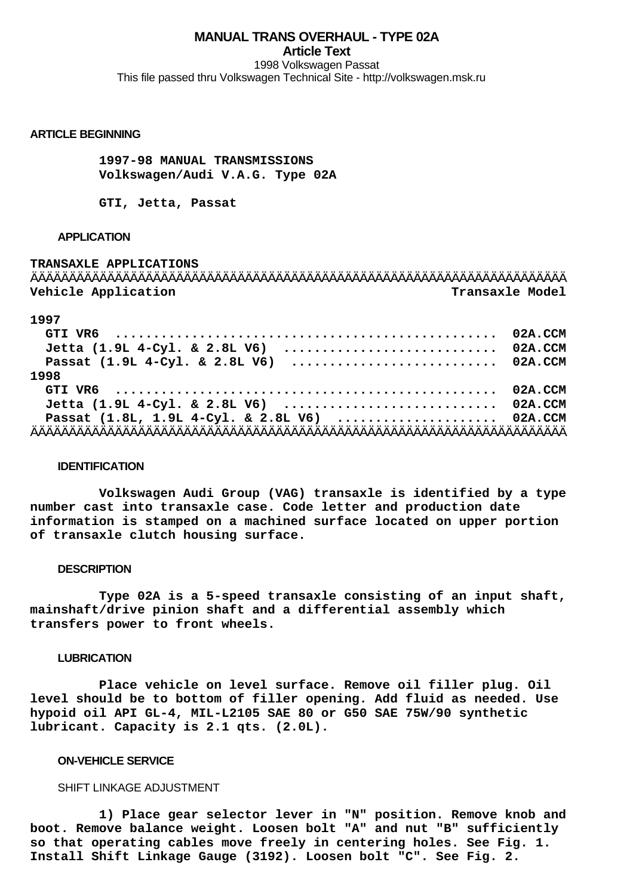# MANUAL TRANS OVERHAUL - TYPE 02A

**Article Text**

1998 Volkswagen Passat

This file passed thru Volkswagen Technical Site - http://volkswagen.msk.ru

## ARTICLE BEGINNING

**1997-98 MANUAL TRANSMISSIONS**
**Volkswagen/Audi V.A.G. Type 02A**

**GTI, Jetta, Passat**

### APPLICATION

**TRANSAXLE APPLICATIONS**

| Vehicle Application | Transaxle Model |
|---|---|
| **1997** | |
| GTI VR6 | 02A.CCM |
| Jetta (1.9L 4-Cyl. & 2.8L V6) | 02A.CCM |
| Passat (1.9L 4-Cyl. & 2.8L V6) | 02A.CCM |
| **1998** | |
| GTI VR6 | 02A.CCM |
| Jetta (1.9L 4-Cyl. & 2.8L V6) | 02A.CCM |
| Passat (1.8L, 1.9L 4-Cyl. & 2.8L V6) | 02A.CCM |

### IDENTIFICATION

Volkswagen Audi Group (VAG) transaxle is identified by a type number cast into transaxle case. Code letter and production date information is stamped on a machined surface located on upper portion of transaxle clutch housing surface.

### DESCRIPTION

Type 02A is a 5-speed transaxle consisting of an input shaft, mainshaft/drive pinion shaft and a differential assembly which transfers power to front wheels.

### LUBRICATION

Place vehicle on level surface. Remove oil filler plug. Oil level should be to bottom of filler opening. Add fluid as needed. Use hypoid oil API GL-4, MIL-L2105 SAE 80 or G50 SAE 75W/90 synthetic lubricant. Capacity is 2.1 qts. (2.0L).

### ON-VEHICLE SERVICE

#### SHIFT LINKAGE ADJUSTMENT

1) Place gear selector lever in "N" position. Remove knob and boot. Remove balance weight. Loosen bolt "A" and nut "B" sufficiently so that operating cables move freely in centering holes. See Fig. 1. Install Shift Linkage Gauge (3192). Loosen bolt "C". See Fig. 2.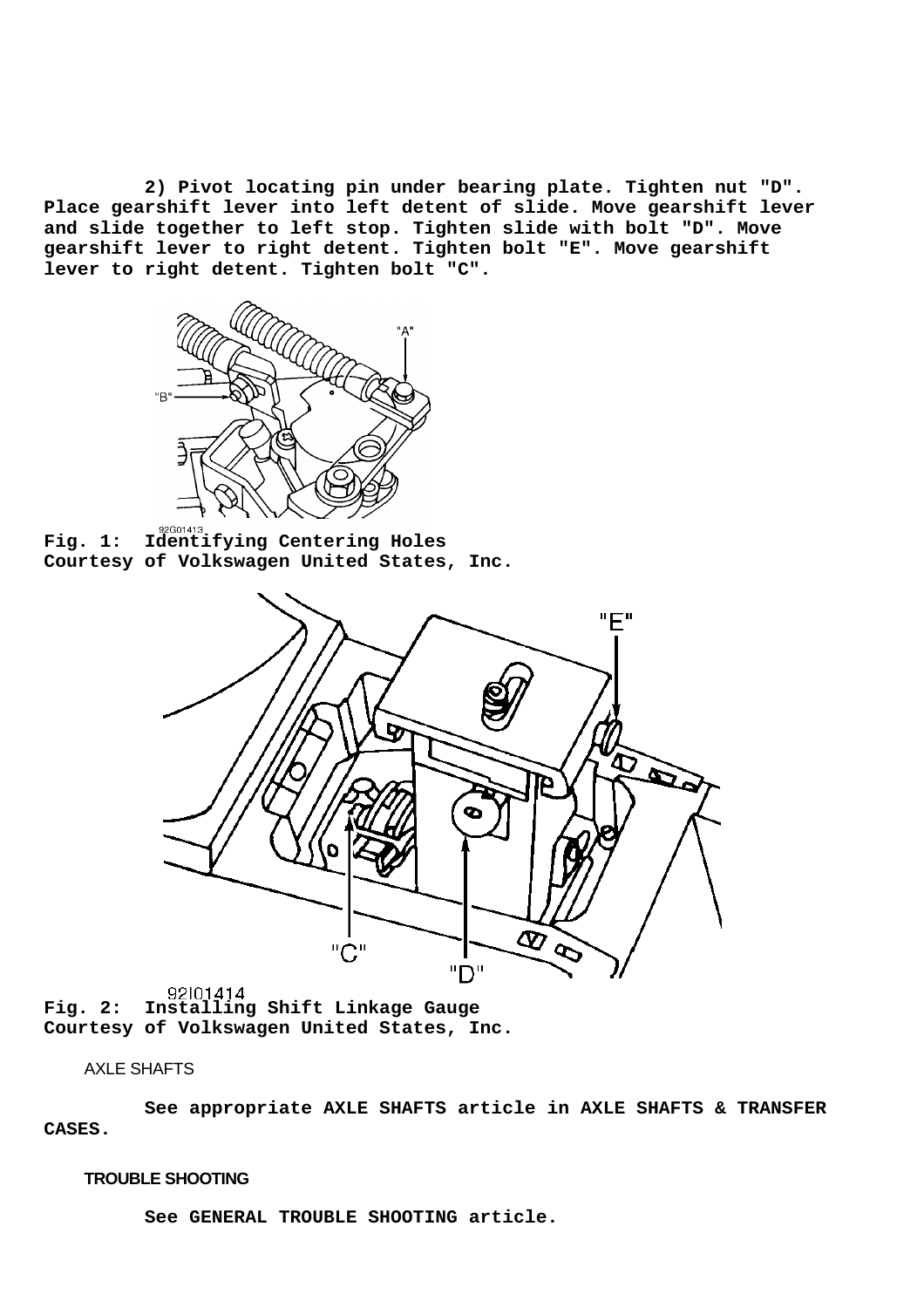2) Pivot locating pin under bearing plate. Tighten nut "D". Place gearshift lever into left detent of slide. Move gearshift lever and slide together to left stop. Tighten slide with bolt "D". Move gearshift lever to right detent. Tighten bolt "E". Move gearshift lever to right detent. Tighten bolt "C".

**Fig. 1: Identifying Centering Holes**
**Courtesy of Volkswagen United States, Inc.**

**Fig. 2: Installing Shift Linkage Gauge**
**Courtesy of Volkswagen United States, Inc.**

AXLE SHAFTS

See appropriate AXLE SHAFTS article in AXLE SHAFTS & TRANSFER CASES.

**TROUBLE SHOOTING**

See GENERAL TROUBLE SHOOTING article.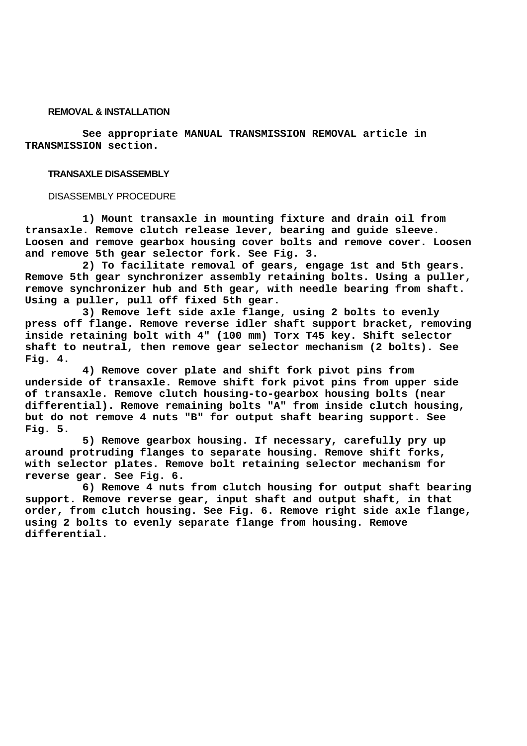## REMOVAL & INSTALLATION

See appropriate MANUAL TRANSMISSION REMOVAL article in TRANSMISSION section.

## TRANSAXLE DISASSEMBLY

### DISASSEMBLY PROCEDURE

1) Mount transaxle in mounting fixture and drain oil from transaxle. Remove clutch release lever, bearing and guide sleeve. Loosen and remove gearbox housing cover bolts and remove cover. Loosen and remove 5th gear selector fork. See Fig. 3.

2) To facilitate removal of gears, engage 1st and 5th gears. Remove 5th gear synchronizer assembly retaining bolts. Using a puller, remove synchronizer hub and 5th gear, with needle bearing from shaft. Using a puller, pull off fixed 5th gear.

3) Remove left side axle flange, using 2 bolts to evenly press off flange. Remove reverse idler shaft support bracket, removing inside retaining bolt with 4" (100 mm) Torx T45 key. Shift selector shaft to neutral, then remove gear selector mechanism (2 bolts). See Fig. 4.

4) Remove cover plate and shift fork pivot pins from underside of transaxle. Remove shift fork pivot pins from upper side of transaxle. Remove clutch housing-to-gearbox housing bolts (near differential). Remove remaining bolts "A" from inside clutch housing, but do not remove 4 nuts "B" for output shaft bearing support. See Fig. 5.

5) Remove gearbox housing. If necessary, carefully pry up around protruding flanges to separate housing. Remove shift forks, with selector plates. Remove bolt retaining selector mechanism for reverse gear. See Fig. 6.

6) Remove 4 nuts from clutch housing for output shaft bearing support. Remove reverse gear, input shaft and output shaft, in that order, from clutch housing. See Fig. 6. Remove right side axle flange, using 2 bolts to evenly separate flange from housing. Remove differential.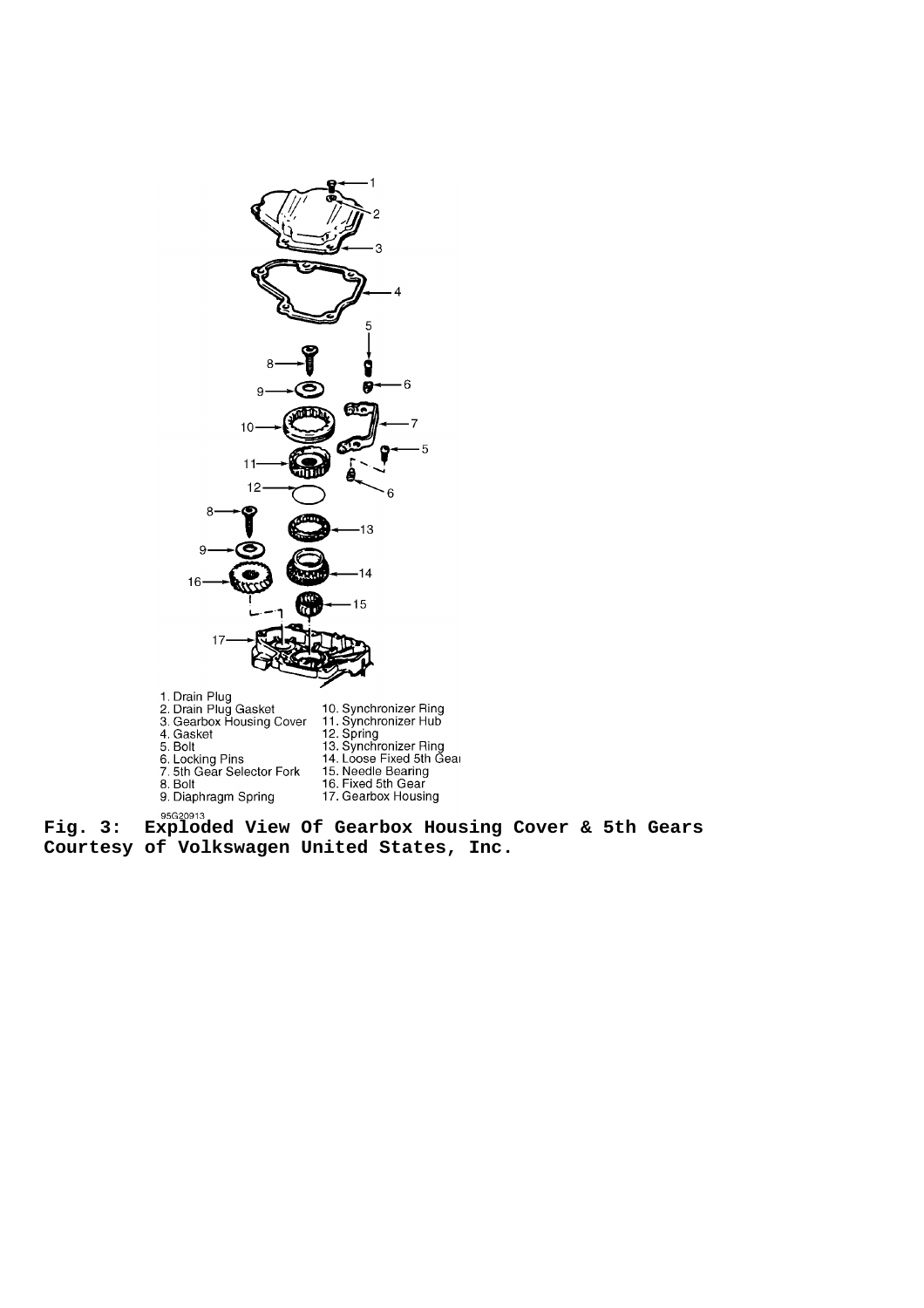1. Drain Plug
2. Drain Plug Gasket
3. Gearbox Housing Cover
4. Gasket
5. Bolt
6. Locking Pins
7. 5th Gear Selector Fork
8. Bolt
9. Diaphragm Spring
10. Synchronizer Ring
11. Synchronizer Hub
12. Spring
13. Synchronizer Ring
14. Loose Fixed 5th Gear
15. Needle Bearing
16. Fixed 5th Gear
17. Gearbox Housing

95G20913

**Fig. 3: Exploded View Of Gearbox Housing Cover & 5th Gears**
**Courtesy of Volkswagen United States, Inc.**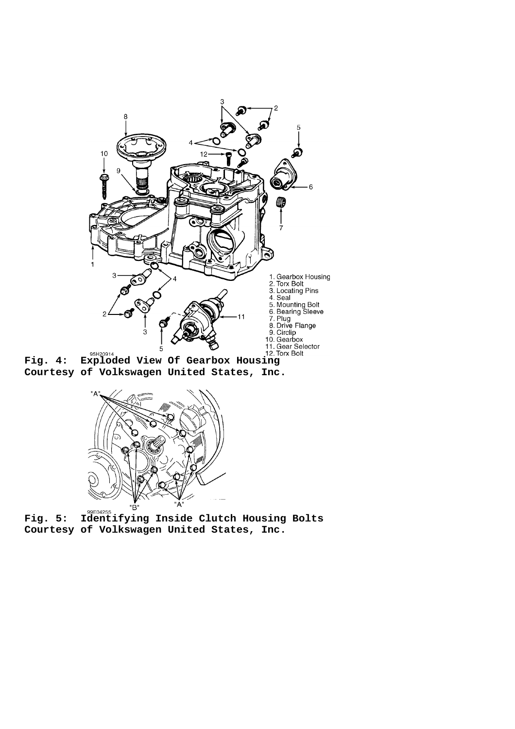1. Gearbox Housing
2. Torx Bolt
3. Locating Pins
4. Seal
5. Mounting Bolt
6. Bearing Sleeve
7. Plug
8. Drive Flange
9. Circlip
10. Gearbox
11. Gear Selector
12. Torx Bolt

**Fig. 4: Exploded View Of Gearbox Housing**
**Courtesy of Volkswagen United States, Inc.**

**Fig. 5: Identifying Inside Clutch Housing Bolts**
**Courtesy of Volkswagen United States, Inc.**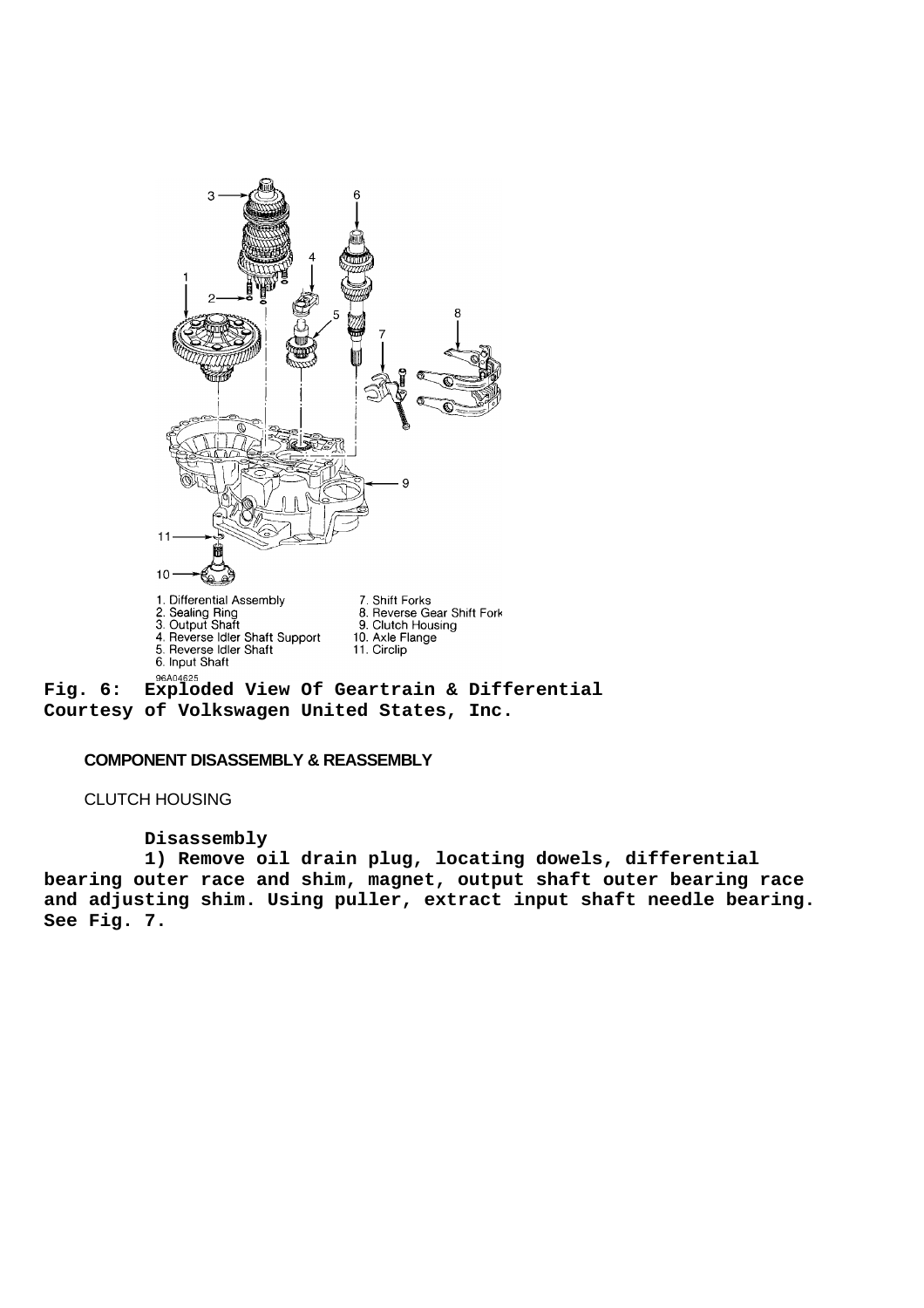1. Differential Assembly
2. Sealing Ring
3. Output Shaft
4. Reverse Idler Shaft Support
5. Reverse Idler Shaft
6. Input Shaft
7. Shift Forks
8. Reverse Gear Shift Fork
9. Clutch Housing
10. Axle Flange
11. Circlip

96A04625

**Fig. 6: Exploded View Of Geartrain & Differential**
**Courtesy of Volkswagen United States, Inc.**

## COMPONENT DISASSEMBLY & REASSEMBLY

### CLUTCH HOUSING

**Disassembly**

**1) Remove oil drain plug, locating dowels, differential bearing outer race and shim, magnet, output shaft outer bearing race and adjusting shim. Using puller, extract input shaft needle bearing. See Fig. 7.**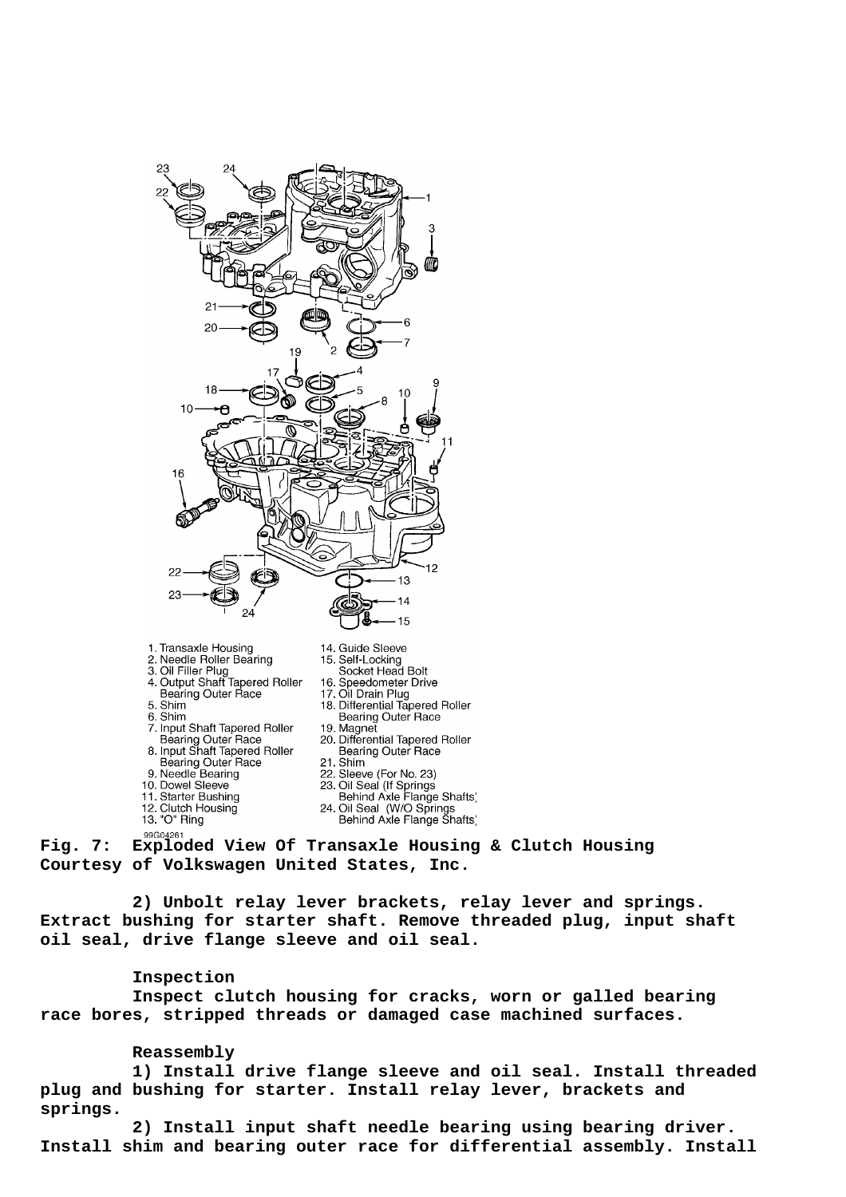1. Transaxle Housing
2. Needle Roller Bearing
3. Oil Filler Plug
4. Output Shaft Tapered Roller Bearing Outer Race
5. Shim
6. Shim
7. Input Shaft Tapered Roller Bearing Outer Race
8. Input Shaft Tapered Roller Bearing Outer Race
9. Needle Bearing
10. Dowel Sleeve
11. Starter Bushing
12. Clutch Housing
13. "O" Ring
14. Guide Sleeve
15. Self-Locking Socket Head Bolt
16. Speedometer Drive
17. Oil Drain Plug
18. Differential Tapered Roller Bearing Outer Race
19. Magnet
20. Differential Tapered Roller Bearing Outer Race
21. Shim
22. Sleeve (For No. 23)
23. Oil Seal (If Springs Behind Axle Flange Shafts)
24. Oil Seal (W/O Springs Behind Axle Flange Shafts)

99G04261

**Fig. 7: Exploded View Of Transaxle Housing & Clutch Housing**
**Courtesy of Volkswagen United States, Inc.**

2) Unbolt relay lever brackets, relay lever and springs. Extract bushing for starter shaft. Remove threaded plug, input shaft oil seal, drive flange sleeve and oil seal.

**Inspection**

Inspect clutch housing for cracks, worn or galled bearing race bores, stripped threads or damaged case machined surfaces.

**Reassembly**

1) Install drive flange sleeve and oil seal. Install threaded plug and bushing for starter. Install relay lever, brackets and springs.

2) Install input shaft needle bearing using bearing driver. Install shim and bearing outer race for differential assembly. Install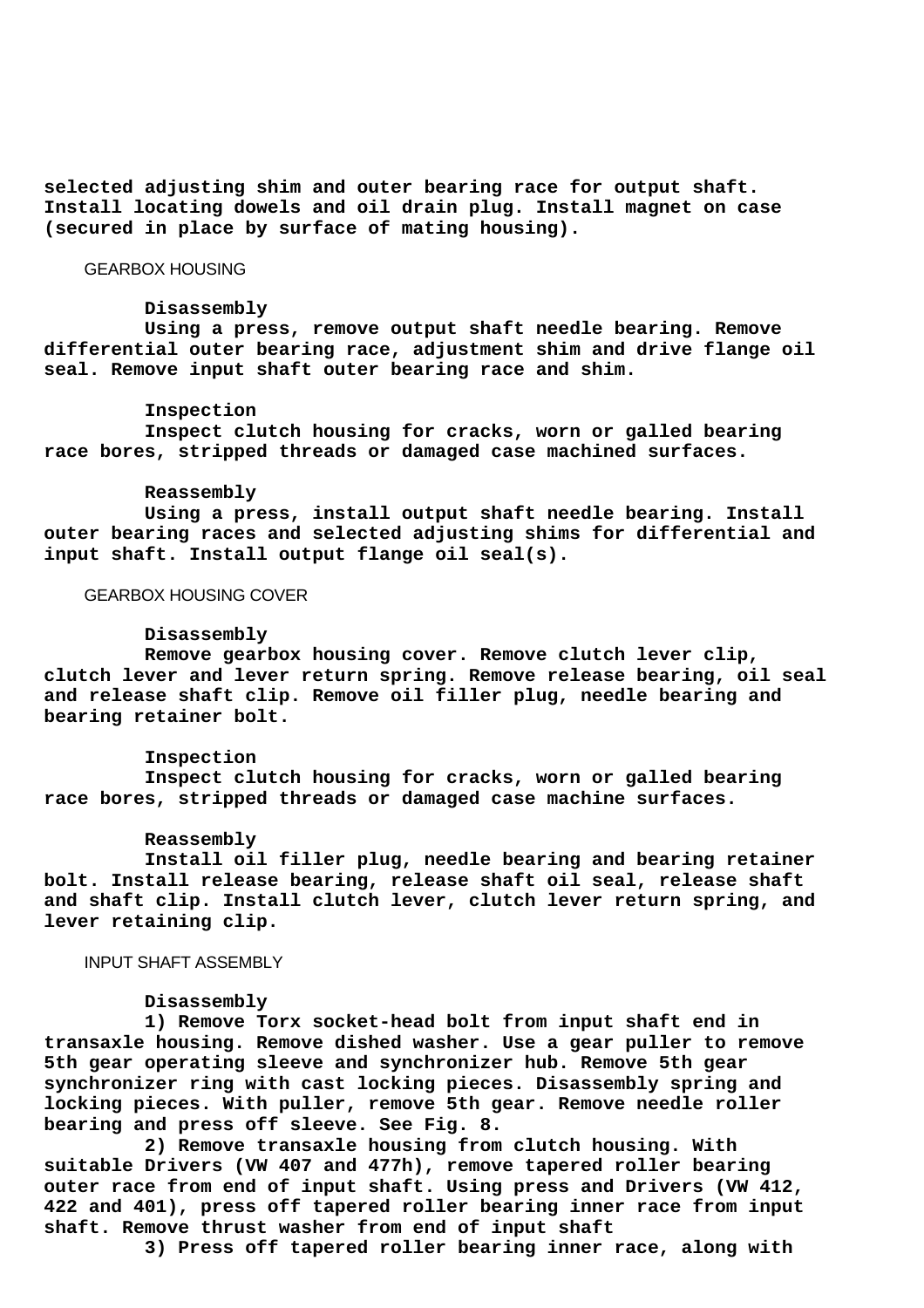selected adjusting shim and outer bearing race for output shaft. Install locating dowels and oil drain plug. Install magnet on case (secured in place by surface of mating housing).

## GEARBOX HOUSING

### Disassembly

Using a press, remove output shaft needle bearing. Remove differential outer bearing race, adjustment shim and drive flange oil seal. Remove input shaft outer bearing race and shim.

### Inspection

Inspect clutch housing for cracks, worn or galled bearing race bores, stripped threads or damaged case machined surfaces.

### Reassembly

Using a press, install output shaft needle bearing. Install outer bearing races and selected adjusting shims for differential and input shaft. Install output flange oil seal(s).

## GEARBOX HOUSING COVER

### Disassembly

Remove gearbox housing cover. Remove clutch lever clip, clutch lever and lever return spring. Remove release bearing, oil seal and release shaft clip. Remove oil filler plug, needle bearing and bearing retainer bolt.

### Inspection

Inspect clutch housing for cracks, worn or galled bearing race bores, stripped threads or damaged case machine surfaces.

### Reassembly

Install oil filler plug, needle bearing and bearing retainer bolt. Install release bearing, release shaft oil seal, release shaft and shaft clip. Install clutch lever, clutch lever return spring, and lever retaining clip.

## INPUT SHAFT ASSEMBLY

### Disassembly

1) Remove Torx socket-head bolt from input shaft end in transaxle housing. Remove dished washer. Use a gear puller to remove 5th gear operating sleeve and synchronizer hub. Remove 5th gear synchronizer ring with cast locking pieces. Disassembly spring and locking pieces. With puller, remove 5th gear. Remove needle roller bearing and press off sleeve. See Fig. 8.

2) Remove transaxle housing from clutch housing. With suitable Drivers (VW 407 and 477h), remove tapered roller bearing outer race from end of input shaft. Using press and Drivers (VW 412, 422 and 401), press off tapered roller bearing inner race from input shaft. Remove thrust washer from end of input shaft

3) Press off tapered roller bearing inner race, along with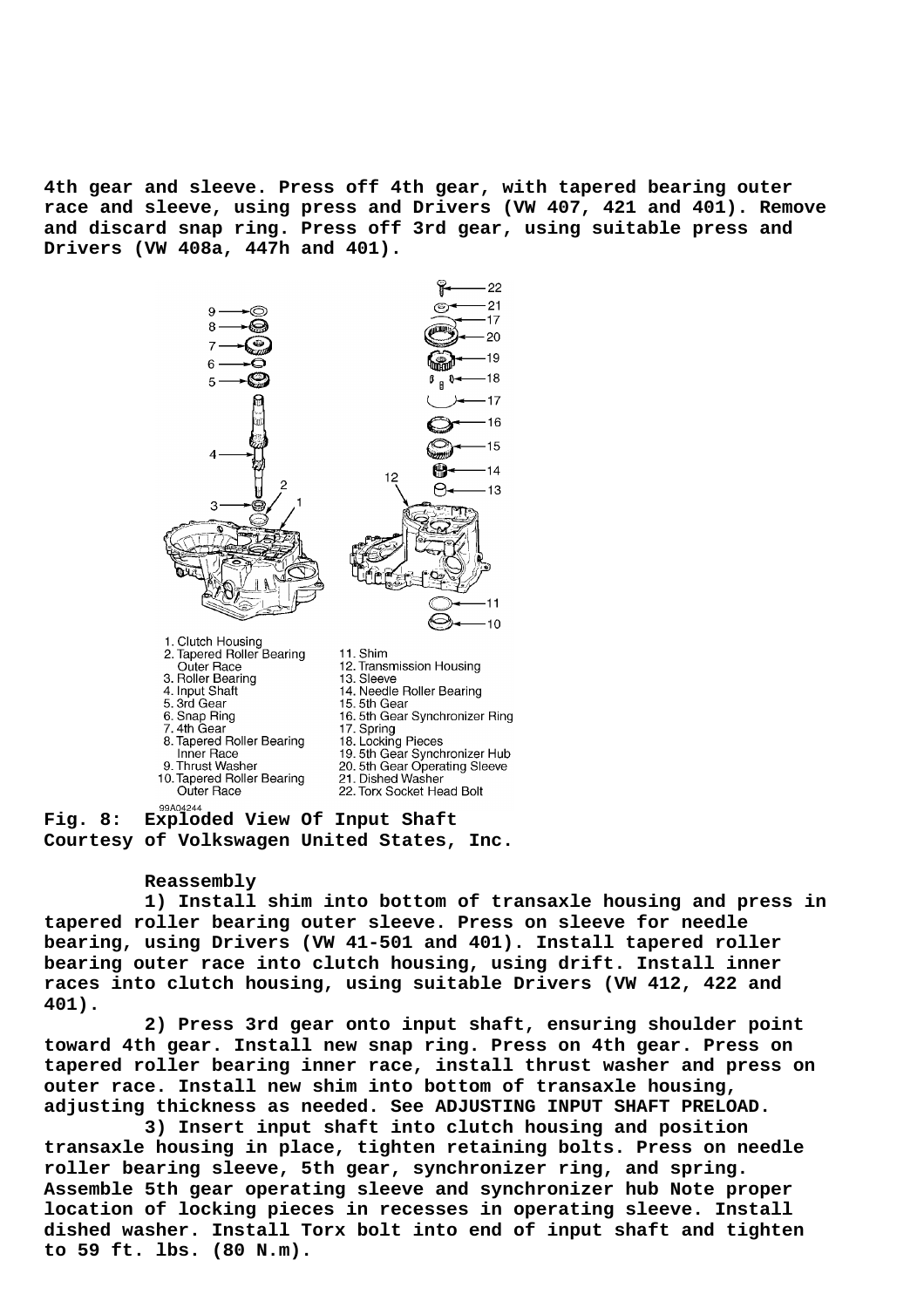**4th gear and sleeve. Press off 4th gear, with tapered bearing outer race and sleeve, using press and Drivers (VW 407, 421 and 401). Remove and discard snap ring. Press off 3rd gear, using suitable press and Drivers (VW 408a, 447h and 401).**

1. Clutch Housing
2. Tapered Roller Bearing Outer Race
3. Roller Bearing
4. Input Shaft
5. 3rd Gear
6. Snap Ring
7. 4th Gear
8. Tapered Roller Bearing Inner Race
9. Thrust Washer
10. Tapered Roller Bearing Outer Race
11. Shim
12. Transmission Housing
13. Sleeve
14. Needle Roller Bearing
15. 5th Gear
16. 5th Gear Synchronizer Ring
17. Spring
18. Locking Pieces
19. 5th Gear Synchronizer Hub
20. 5th Gear Operating Sleeve
21. Dished Washer
22. Torx Socket Head Bolt

99A04244

**Fig. 8: Exploded View Of Input Shaft**
**Courtesy of Volkswagen United States, Inc.**

**Reassembly**

**1) Install shim into bottom of transaxle housing and press in tapered roller bearing outer sleeve. Press on sleeve for needle bearing, using Drivers (VW 41-501 and 401). Install tapered roller bearing outer race into clutch housing, using drift. Install inner races into clutch housing, using suitable Drivers (VW 412, 422 and 401).**

**2) Press 3rd gear onto input shaft, ensuring shoulder point toward 4th gear. Install new snap ring. Press on 4th gear. Press on tapered roller bearing inner race, install thrust washer and press on outer race. Install new shim into bottom of transaxle housing, adjusting thickness as needed. See ADJUSTING INPUT SHAFT PRELOAD.**

**3) Insert input shaft into clutch housing and position transaxle housing in place, tighten retaining bolts. Press on needle roller bearing sleeve, 5th gear, synchronizer ring, and spring. Assemble 5th gear operating sleeve and synchronizer hub Note proper location of locking pieces in recesses in operating sleeve. Install dished washer. Install Torx bolt into end of input shaft and tighten to 59 ft. lbs. (80 N.m).**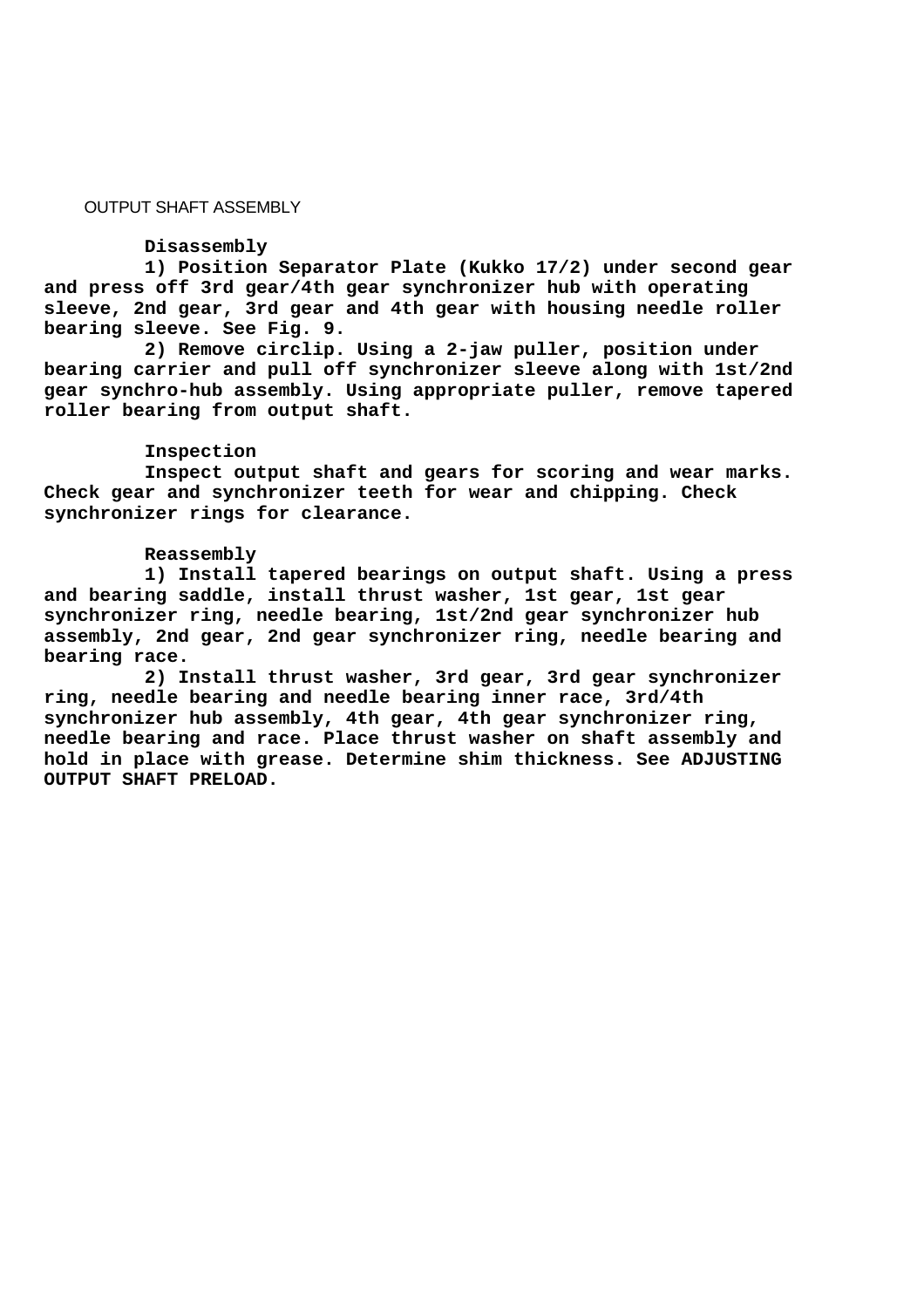OUTPUT SHAFT ASSEMBLY

**Disassembly**

**1) Position Separator Plate (Kukko 17/2) under second gear and press off 3rd gear/4th gear synchronizer hub with operating sleeve, 2nd gear, 3rd gear and 4th gear with housing needle roller bearing sleeve. See Fig. 9.**

**2) Remove circlip. Using a 2-jaw puller, position under bearing carrier and pull off synchronizer sleeve along with 1st/2nd gear synchro-hub assembly. Using appropriate puller, remove tapered roller bearing from output shaft.**

**Inspection**

**Inspect output shaft and gears for scoring and wear marks. Check gear and synchronizer teeth for wear and chipping. Check synchronizer rings for clearance.**

**Reassembly**

**1) Install tapered bearings on output shaft. Using a press and bearing saddle, install thrust washer, 1st gear, 1st gear synchronizer ring, needle bearing, 1st/2nd gear synchronizer hub assembly, 2nd gear, 2nd gear synchronizer ring, needle bearing and bearing race.**

**2) Install thrust washer, 3rd gear, 3rd gear synchronizer ring, needle bearing and needle bearing inner race, 3rd/4th synchronizer hub assembly, 4th gear, 4th gear synchronizer ring, needle bearing and race. Place thrust washer on shaft assembly and hold in place with grease. Determine shim thickness. See ADJUSTING OUTPUT SHAFT PRELOAD.**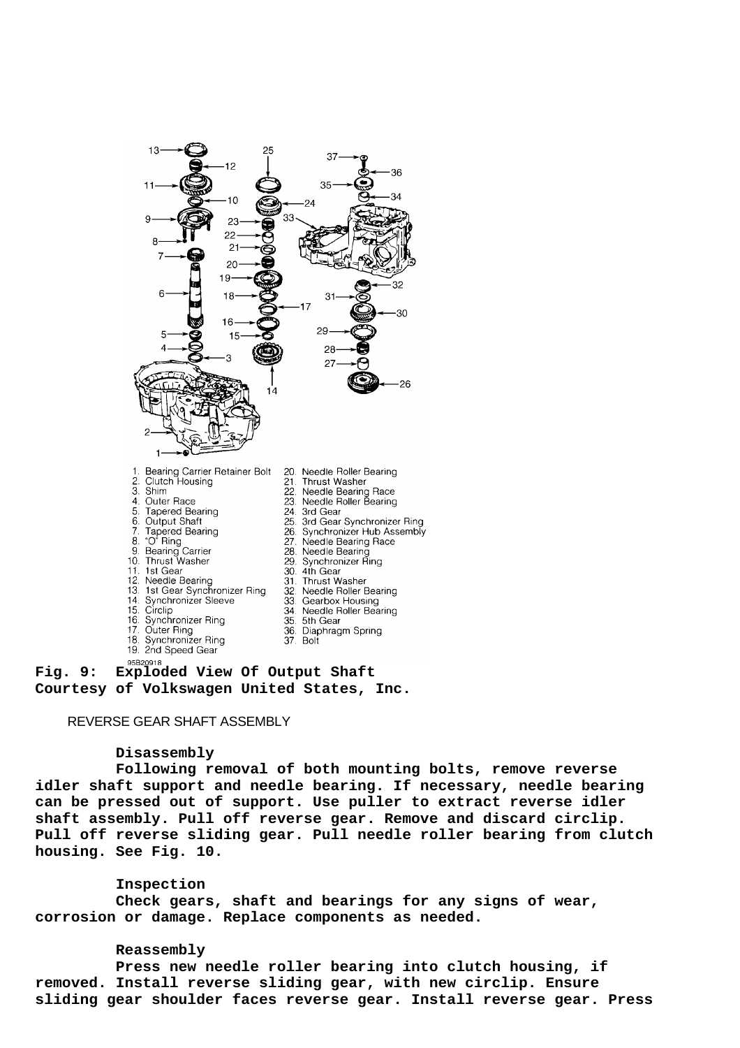1. Bearing Carrier Retainer Bolt
2. Clutch Housing
3. Shim
4. Outer Race
5. Tapered Bearing
6. Output Shaft
7. Tapered Bearing
8. "O" Ring
9. Bearing Carrier
10. Thrust Washer
11. 1st Gear
12. Needle Bearing
13. 1st Gear Synchronizer Ring
14. Synchronizer Sleeve
15. Circlip
16. Synchronizer Ring
17. Outer Ring
18. Synchronizer Ring
19. 2nd Speed Gear
20. Needle Roller Bearing
21. Thrust Washer
22. Needle Bearing Race
23. Needle Roller Bearing
24. 3rd Gear
25. 3rd Gear Synchronizer Ring
26. Synchronizer Hub Assembly
27. Needle Bearing Race
28. Needle Bearing
29. Synchronizer Ring
30. 4th Gear
31. Thrust Washer
32. Needle Roller Bearing
33. Gearbox Housing
34. Needle Roller Bearing
35. 5th Gear
36. Diaphragm Spring
37. Bolt

95B20918

**Fig. 9: Exploded View Of Output Shaft**
**Courtesy of Volkswagen United States, Inc.**

REVERSE GEAR SHAFT ASSEMBLY

**Disassembly**

**Following removal of both mounting bolts, remove reverse idler shaft support and needle bearing. If necessary, needle bearing can be pressed out of support. Use puller to extract reverse idler shaft assembly. Pull off reverse gear. Remove and discard circlip. Pull off reverse sliding gear. Pull needle roller bearing from clutch housing. See Fig. 10.**

**Inspection**

**Check gears, shaft and bearings for any signs of wear, corrosion or damage. Replace components as needed.**

**Reassembly**

**Press new needle roller bearing into clutch housing, if removed. Install reverse sliding gear, with new circlip. Ensure sliding gear shoulder faces reverse gear. Install reverse gear. Press**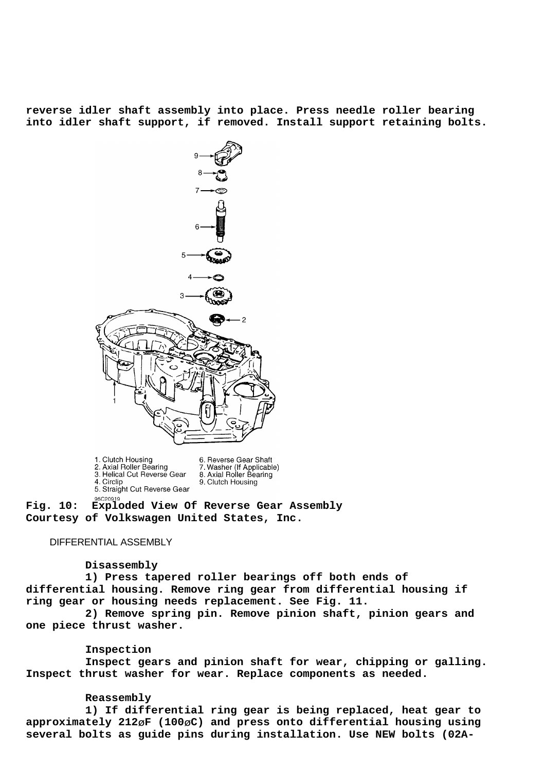reverse idler shaft assembly into place. Press needle roller bearing into idler shaft support, if removed. Install support retaining bolts.

1. Clutch Housing
2. Axial Roller Bearing
3. Helical Cut Reverse Gear
4. Circlip
5. Straight Cut Reverse Gear
6. Reverse Gear Shaft
7. Washer (If Applicable)
8. Axial Roller Bearing
9. Clutch Housing

95C20919

**Fig. 10: Exploded View Of Reverse Gear Assembly**
**Courtesy of Volkswagen United States, Inc.**

### DIFFERENTIAL ASSEMBLY

**Disassembly**

**1) Press tapered roller bearings off both ends of differential housing. Remove ring gear from differential housing if ring gear or housing needs replacement. See Fig. 11.**

**2) Remove spring pin. Remove pinion shaft, pinion gears and one piece thrust washer.**

**Inspection**

**Inspect gears and pinion shaft for wear, chipping or galling. Inspect thrust washer for wear. Replace components as needed.**

**Reassembly**

**1) If differential ring gear is being replaced, heat gear to approximately 212øF (100øC) and press onto differential housing using several bolts as guide pins during installation. Use NEW bolts (02A-**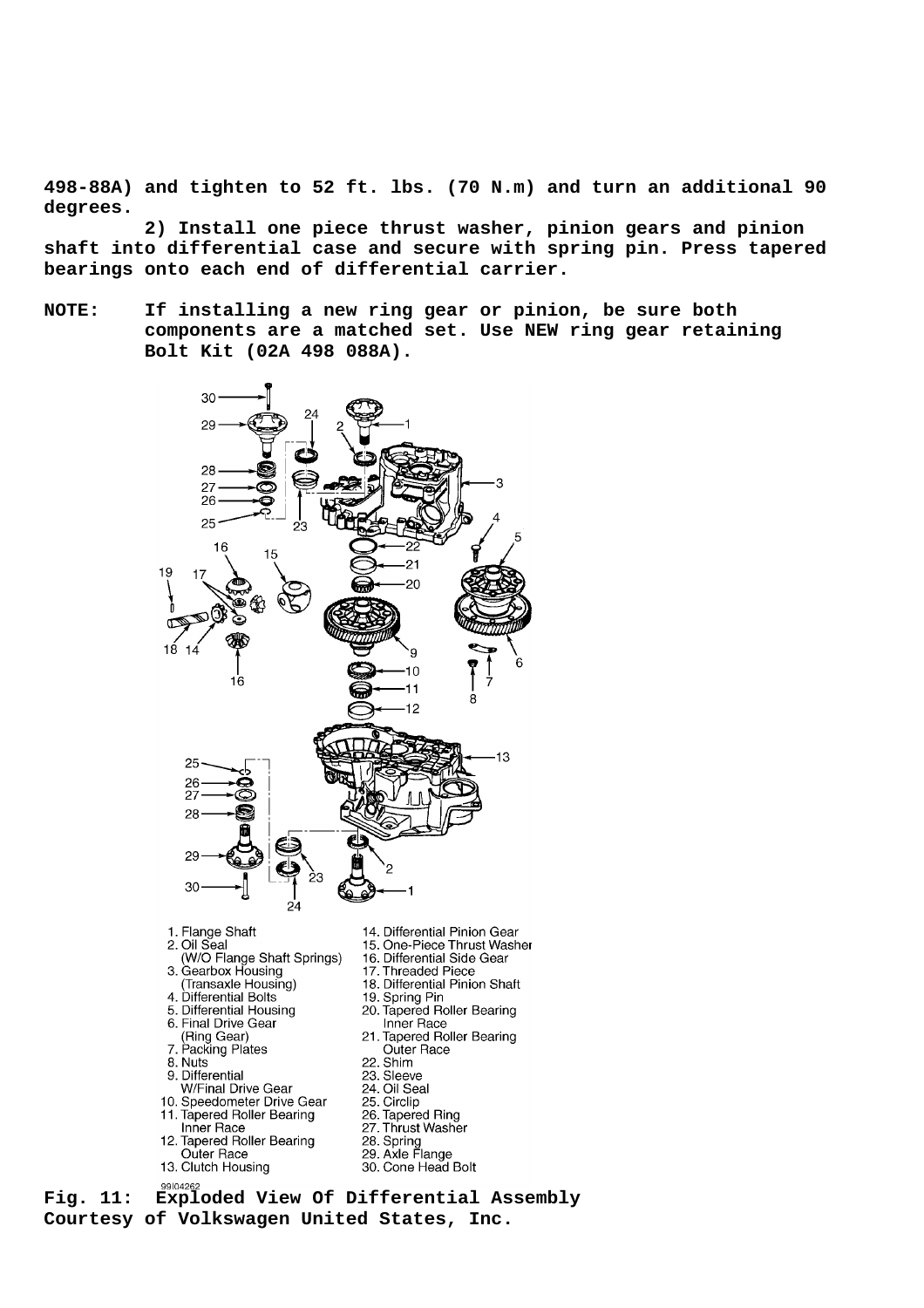498-88A) and tighten to 52 ft. lbs. (70 N.m) and turn an additional 90 degrees.

2) Install one piece thrust washer, pinion gears and pinion shaft into differential case and secure with spring pin. Press tapered bearings onto each end of differential carrier.

**NOTE:** If installing a new ring gear or pinion, be sure both components are a matched set. Use NEW ring gear retaining Bolt Kit (02A 498 088A).

1. Flange Shaft
2. Oil Seal (W/O Flange Shaft Springs)
3. Gearbox Housing (Transaxle Housing)
4. Differential Bolts
5. Differential Housing
6. Final Drive Gear (Ring Gear)
7. Packing Plates
8. Nuts
9. Differential W/Final Drive Gear
10. Speedometer Drive Gear
11. Tapered Roller Bearing Inner Race
12. Tapered Roller Bearing Outer Race
13. Clutch Housing
14. Differential Pinion Gear
15. One-Piece Thrust Washer
16. Differential Side Gear
17. Threaded Piece
18. Differential Pinion Shaft
19. Spring Pin
20. Tapered Roller Bearing Inner Race
21. Tapered Roller Bearing Outer Race
22. Shim
23. Sleeve
24. Oil Seal
25. Circlip
26. Tapered Ring
27. Thrust Washer
28. Spring
29. Axle Flange
30. Cone Head Bolt

99I04262

**Fig. 11: Exploded View Of Differential Assembly**
**Courtesy of Volkswagen United States, Inc.**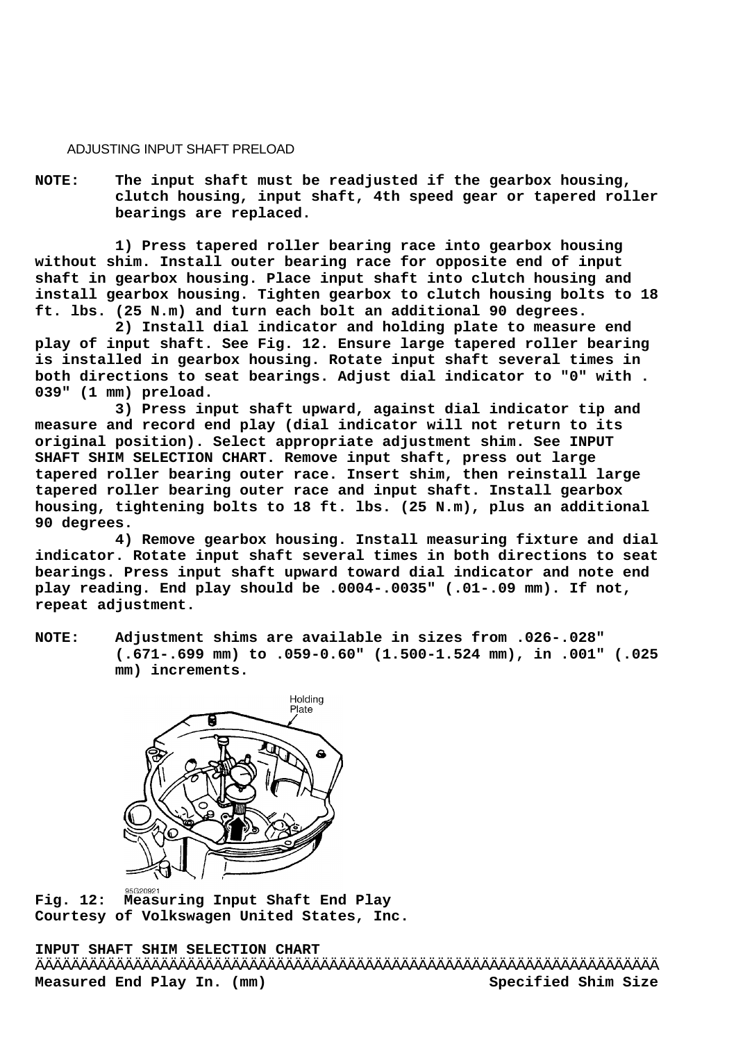ADJUSTING INPUT SHAFT PRELOAD

**NOTE: The input shaft must be readjusted if the gearbox housing, clutch housing, input shaft, 4th speed gear or tapered roller bearings are replaced.**

**1) Press tapered roller bearing race into gearbox housing without shim. Install outer bearing race for opposite end of input shaft in gearbox housing. Place input shaft into clutch housing and install gearbox housing. Tighten gearbox to clutch housing bolts to 18 ft. lbs. (25 N.m) and turn each bolt an additional 90 degrees.**

**2) Install dial indicator and holding plate to measure end play of input shaft. See Fig. 12. Ensure large tapered roller bearing is installed in gearbox housing. Rotate input shaft several times in both directions to seat bearings. Adjust dial indicator to "0" with .039" (1 mm) preload.**

**3) Press input shaft upward, against dial indicator tip and measure and record end play (dial indicator will not return to its original position). Select appropriate adjustment shim. See INPUT SHAFT SHIM SELECTION CHART. Remove input shaft, press out large tapered roller bearing outer race. Insert shim, then reinstall large tapered roller bearing outer race and input shaft. Install gearbox housing, tightening bolts to 18 ft. lbs. (25 N.m), plus an additional 90 degrees.**

**4) Remove gearbox housing. Install measuring fixture and dial indicator. Rotate input shaft several times in both directions to seat bearings. Press input shaft upward toward dial indicator and note end play reading. End play should be .0004-.0035" (.01-.09 mm). If not, repeat adjustment.**

**NOTE: Adjustment shims are available in sizes from .026-.028" (.671-.699 mm) to .059-0.60" (1.500-1.524 mm), in .001" (.025 mm) increments.**

Holding Plate

95G20921

**Fig. 12: Measuring Input Shaft End Play**
**Courtesy of Volkswagen United States, Inc.**

**INPUT SHAFT SHIM SELECTION CHART**

| Measured End Play In. (mm) | Specified Shim Size |
|---|---|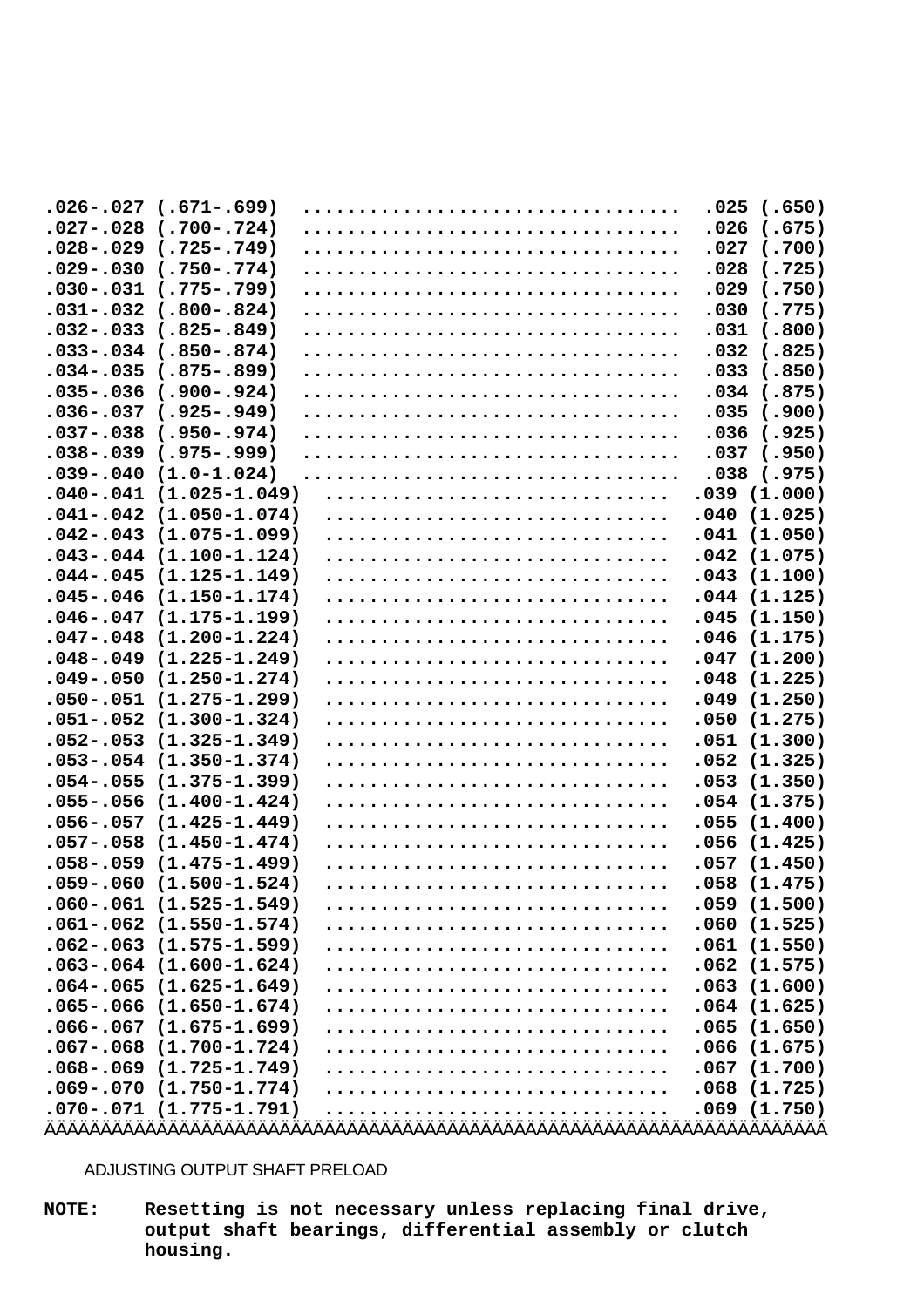| | |
|---|---|
| .026-.027 (.671-.699) | .025 (.650) |
| .027-.028 (.700-.724) | .026 (.675) |
| .028-.029 (.725-.749) | .027 (.700) |
| .029-.030 (.750-.774) | .028 (.725) |
| .030-.031 (.775-.799) | .029 (.750) |
| .031-.032 (.800-.824) | .030 (.775) |
| .032-.033 (.825-.849) | .031 (.800) |
| .033-.034 (.850-.874) | .032 (.825) |
| .034-.035 (.875-.899) | .033 (.850) |
| .035-.036 (.900-.924) | .034 (.875) |
| .036-.037 (.925-.949) | .035 (.900) |
| .037-.038 (.950-.974) | .036 (.925) |
| .038-.039 (.975-.999) | .037 (.950) |
| .039-.040 (1.0-1.024) | .038 (.975) |
| .040-.041 (1.025-1.049) | .039 (1.000) |
| .041-.042 (1.050-1.074) | .040 (1.025) |
| .042-.043 (1.075-1.099) | .041 (1.050) |
| .043-.044 (1.100-1.124) | .042 (1.075) |
| .044-.045 (1.125-1.149) | .043 (1.100) |
| .045-.046 (1.150-1.174) | .044 (1.125) |
| .046-.047 (1.175-1.199) | .045 (1.150) |
| .047-.048 (1.200-1.224) | .046 (1.175) |
| .048-.049 (1.225-1.249) | .047 (1.200) |
| .049-.050 (1.250-1.274) | .048 (1.225) |
| .050-.051 (1.275-1.299) | .049 (1.250) |
| .051-.052 (1.300-1.324) | .050 (1.275) |
| .052-.053 (1.325-1.349) | .051 (1.300) |
| .053-.054 (1.350-1.374) | .052 (1.325) |
| .054-.055 (1.375-1.399) | .053 (1.350) |
| .055-.056 (1.400-1.424) | .054 (1.375) |
| .056-.057 (1.425-1.449) | .055 (1.400) |
| .057-.058 (1.450-1.474) | .056 (1.425) |
| .058-.059 (1.475-1.499) | .057 (1.450) |
| .059-.060 (1.500-1.524) | .058 (1.475) |
| .060-.061 (1.525-1.549) | .059 (1.500) |
| .061-.062 (1.550-1.574) | .060 (1.525) |
| .062-.063 (1.575-1.599) | .061 (1.550) |
| .063-.064 (1.600-1.624) | .062 (1.575) |
| .064-.065 (1.625-1.649) | .063 (1.600) |
| .065-.066 (1.650-1.674) | .064 (1.625) |
| .066-.067 (1.675-1.699) | .065 (1.650) |
| .067-.068 (1.700-1.724) | .066 (1.675) |
| .068-.069 (1.725-1.749) | .067 (1.700) |
| .069-.070 (1.750-1.774) | .068 (1.725) |
| .070-.071 (1.775-1.791) | .069 (1.750) |

### ADJUSTING OUTPUT SHAFT PRELOAD

**NOTE:** Resetting is not necessary unless replacing final drive, output shaft bearings, differential assembly or clutch housing.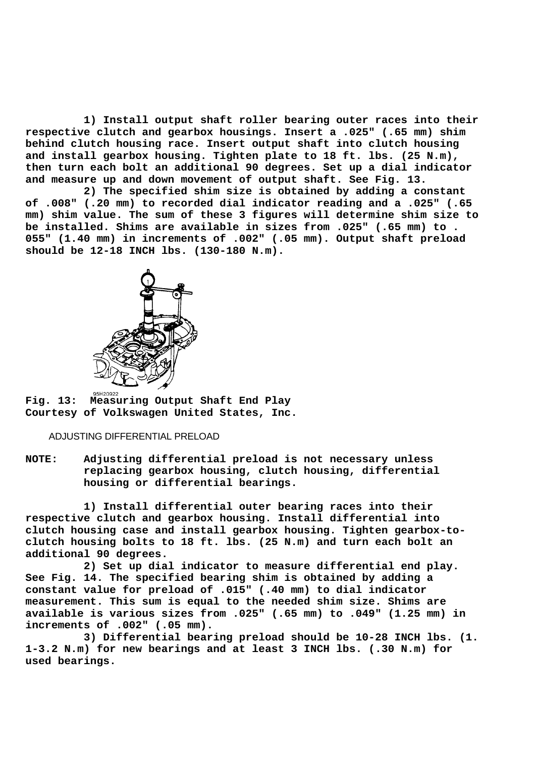1) Install output shaft roller bearing outer races into their respective clutch and gearbox housings. Insert a .025" (.65 mm) shim behind clutch housing race. Insert output shaft into clutch housing and install gearbox housing. Tighten plate to 18 ft. lbs. (25 N.m), then turn each bolt an additional 90 degrees. Set up a dial indicator and measure up and down movement of output shaft. See Fig. 13.

2) The specified shim size is obtained by adding a constant of .008" (.20 mm) to recorded dial indicator reading and a .025" (.65 mm) shim value. The sum of these 3 figures will determine shim size to be installed. Shims are available in sizes from .025" (.65 mm) to .055" (1.40 mm) in increments of .002" (.05 mm). Output shaft preload should be 12-18 INCH lbs. (130-180 N.m).

95H20922

**Fig. 13: Measuring Output Shaft End Play**
**Courtesy of Volkswagen United States, Inc.**

### ADJUSTING DIFFERENTIAL PRELOAD

**NOTE:** Adjusting differential preload is not necessary unless replacing gearbox housing, clutch housing, differential housing or differential bearings.

1) Install differential outer bearing races into their respective clutch and gearbox housing. Install differential into clutch housing case and install gearbox housing. Tighten gearbox-to-clutch housing bolts to 18 ft. lbs. (25 N.m) and turn each bolt an additional 90 degrees.

2) Set up dial indicator to measure differential end play. See Fig. 14. The specified bearing shim is obtained by adding a constant value for preload of .015" (.40 mm) to dial indicator measurement. This sum is equal to the needed shim size. Shims are available is various sizes from .025" (.65 mm) to .049" (1.25 mm) in increments of .002" (.05 mm).

3) Differential bearing preload should be 10-28 INCH lbs. (1.1-3.2 N.m) for new bearings and at least 3 INCH lbs. (.30 N.m) for used bearings.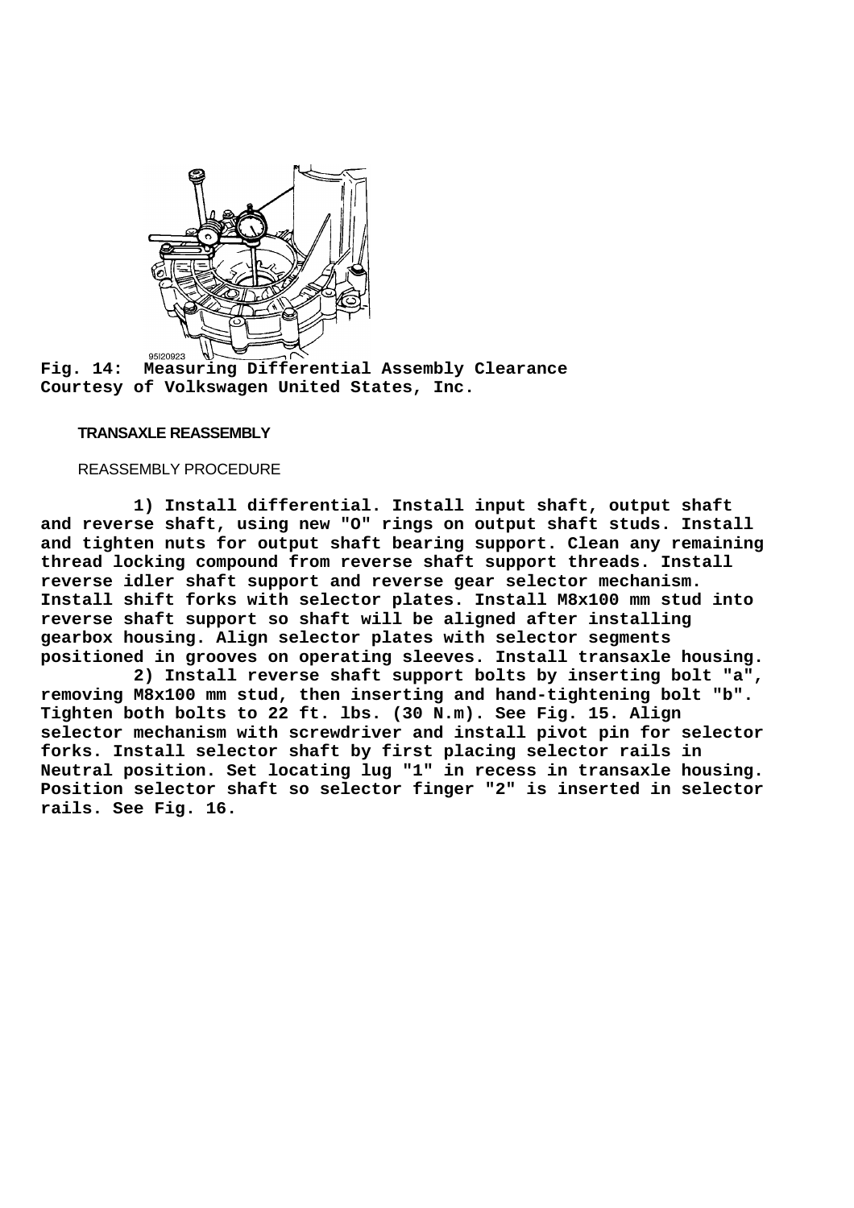Fig. 14: Measuring Differential Assembly Clearance
Courtesy of Volkswagen United States, Inc.

## TRANSAXLE REASSEMBLY

### REASSEMBLY PROCEDURE

**1) Install differential. Install input shaft, output shaft and reverse shaft, using new "O" rings on output shaft studs. Install and tighten nuts for output shaft bearing support. Clean any remaining thread locking compound from reverse shaft support threads. Install reverse idler shaft support and reverse gear selector mechanism. Install shift forks with selector plates. Install M8x100 mm stud into reverse shaft support so shaft will be aligned after installing gearbox housing. Align selector plates with selector segments positioned in grooves on operating sleeves. Install transaxle housing.**

**2) Install reverse shaft support bolts by inserting bolt "a", removing M8x100 mm stud, then inserting and hand-tightening bolt "b". Tighten both bolts to 22 ft. lbs. (30 N.m). See Fig. 15. Align selector mechanism with screwdriver and install pivot pin for selector forks. Install selector shaft by first placing selector rails in Neutral position. Set locating lug "1" in recess in transaxle housing. Position selector shaft so selector finger "2" is inserted in selector rails. See Fig. 16.**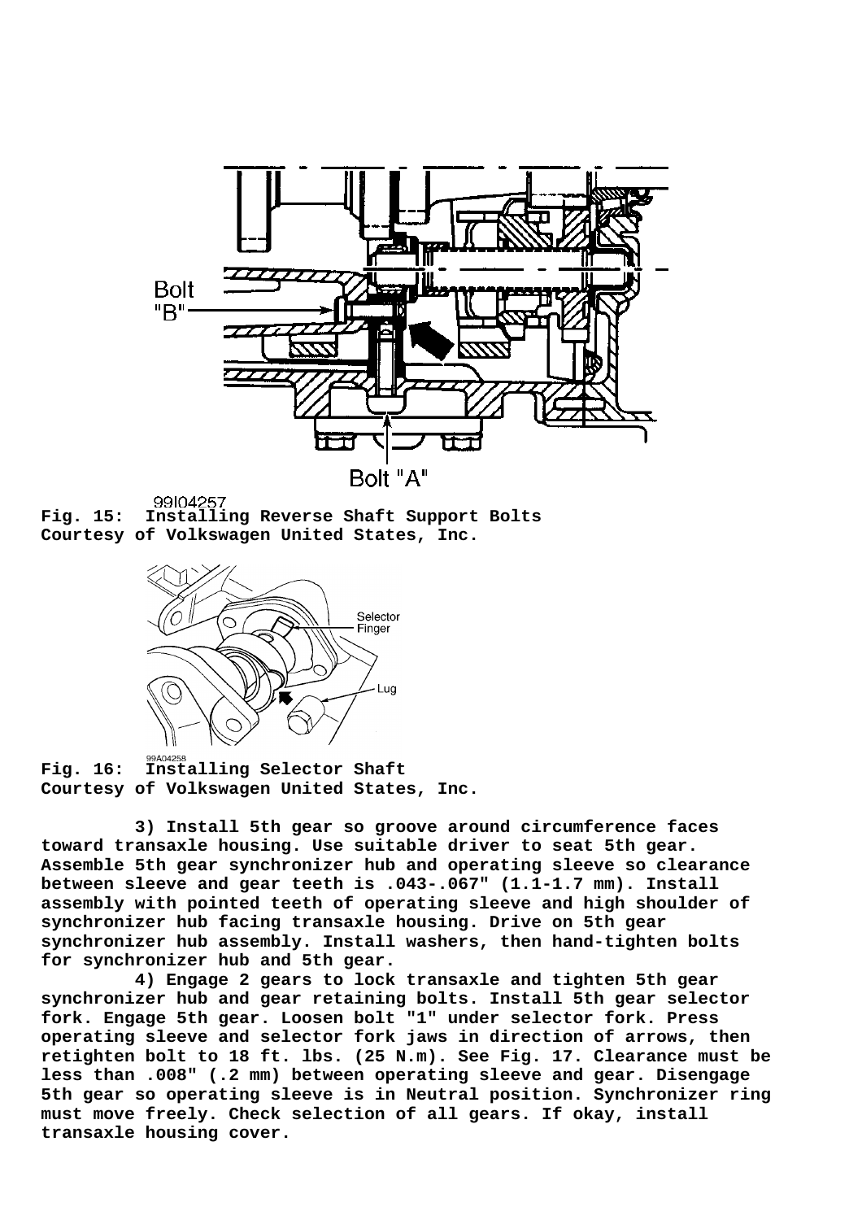Bolt "B"

Bolt "A"

99I04257

**Fig. 15: Installing Reverse Shaft Support Bolts**
**Courtesy of Volkswagen United States, Inc.**

Selector Finger

Lug

99A04258

**Fig. 16: Installing Selector Shaft**
**Courtesy of Volkswagen United States, Inc.**

3) Install 5th gear so groove around circumference faces toward transaxle housing. Use suitable driver to seat 5th gear. Assemble 5th gear synchronizer hub and operating sleeve so clearance between sleeve and gear teeth is .043-.067" (1.1-1.7 mm). Install assembly with pointed teeth of operating sleeve and high shoulder of synchronizer hub facing transaxle housing. Drive on 5th gear synchronizer hub assembly. Install washers, then hand-tighten bolts for synchronizer hub and 5th gear.

4) Engage 2 gears to lock transaxle and tighten 5th gear synchronizer hub and gear retaining bolts. Install 5th gear selector fork. Engage 5th gear. Loosen bolt "1" under selector fork. Press operating sleeve and selector fork jaws in direction of arrows, then retighten bolt to 18 ft. lbs. (25 N.m). See Fig. 17. Clearance must be less than .008" (.2 mm) between operating sleeve and gear. Disengage 5th gear so operating sleeve is in Neutral position. Synchronizer ring must move freely. Check selection of all gears. If okay, install transaxle housing cover.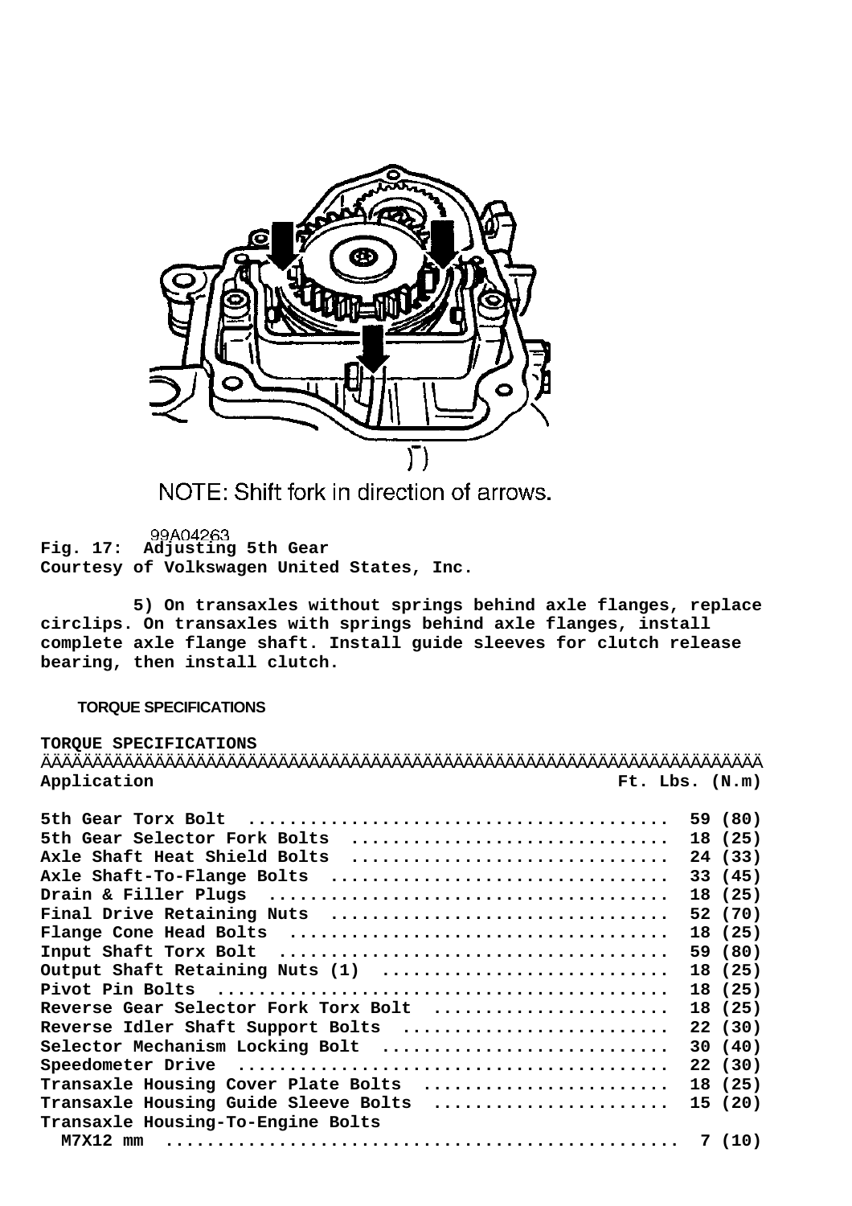NOTE: Shift fork in direction of arrows.

99A04263

**Fig. 17: Adjusting 5th Gear**
**Courtesy of Volkswagen United States, Inc.**

5) On transaxles without springs behind axle flanges, replace circlips. On transaxles with springs behind axle flanges, install complete axle flange shaft. Install guide sleeves for clutch release bearing, then install clutch.

## TORQUE SPECIFICATIONS

**TORQUE SPECIFICATIONS**

| Application | Ft. Lbs. (N.m) |
|---|---|
| 5th Gear Torx Bolt | 59 (80) |
| 5th Gear Selector Fork Bolts | 18 (25) |
| Axle Shaft Heat Shield Bolts | 24 (33) |
| Axle Shaft-To-Flange Bolts | 33 (45) |
| Drain & Filler Plugs | 18 (25) |
| Final Drive Retaining Nuts | 52 (70) |
| Flange Cone Head Bolts | 18 (25) |
| Input Shaft Torx Bolt | 59 (80) |
| Output Shaft Retaining Nuts (1) | 18 (25) |
| Pivot Pin Bolts | 18 (25) |
| Reverse Gear Selector Fork Torx Bolt | 18 (25) |
| Reverse Idler Shaft Support Bolts | 22 (30) |
| Selector Mechanism Locking Bolt | 30 (40) |
| Speedometer Drive | 22 (30) |
| Transaxle Housing Cover Plate Bolts | 18 (25) |
| Transaxle Housing Guide Sleeve Bolts | 15 (20) |
| Transaxle Housing-To-Engine Bolts | |
| M7X12 mm | 7 (10) |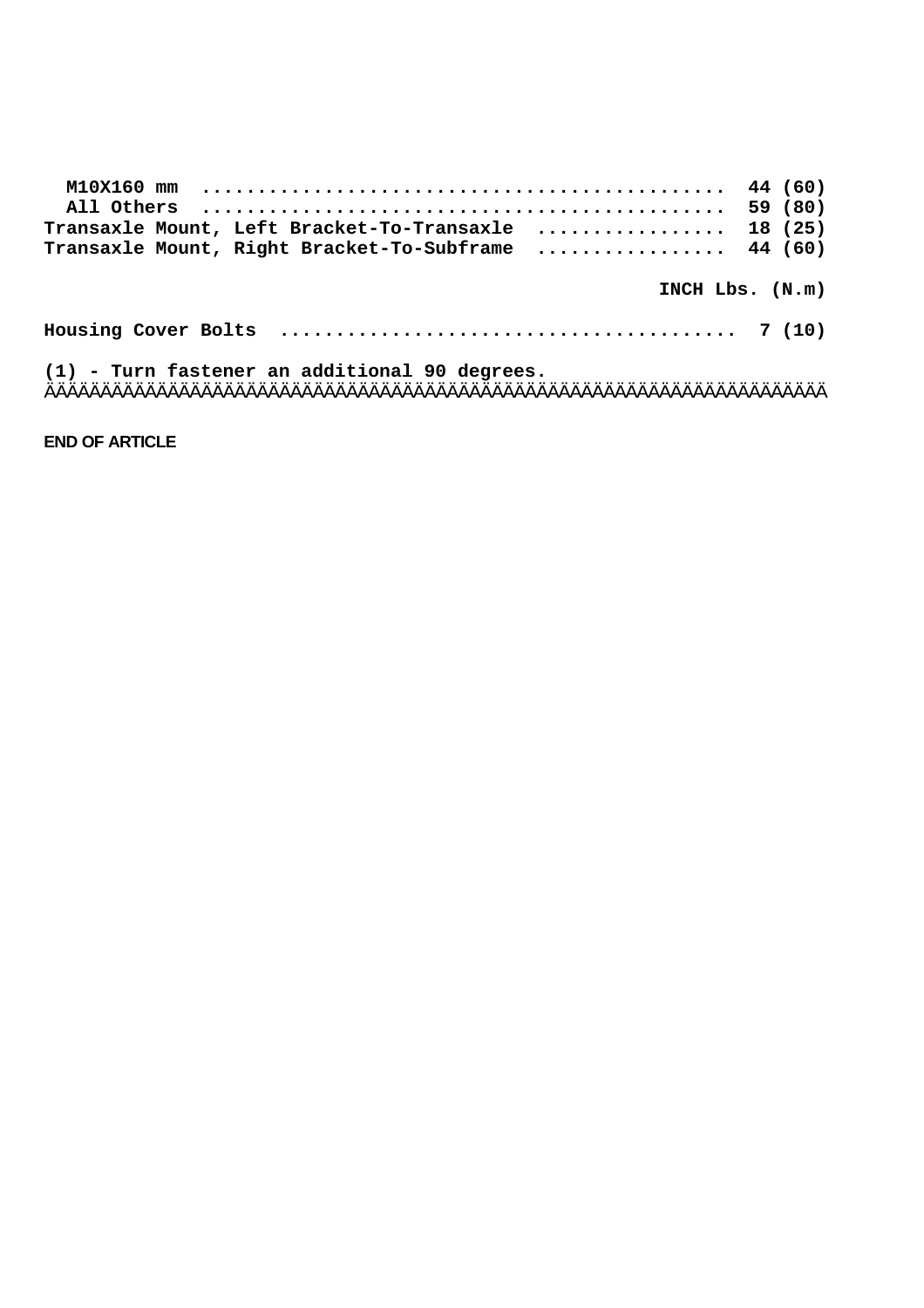| | |
|---|---|
| M10X160 mm | 44 (60) |
| All Others | 59 (80) |
| Transaxle Mount, Left Bracket-To-Transaxle | 18 (25) |
| Transaxle Mount, Right Bracket-To-Subframe | 44 (60) |

| | INCH Lbs. (N.m) |
|---|---|
| Housing Cover Bolts | 7 (10) |

(1) - Turn fastener an additional 90 degrees.

END OF ARTICLE